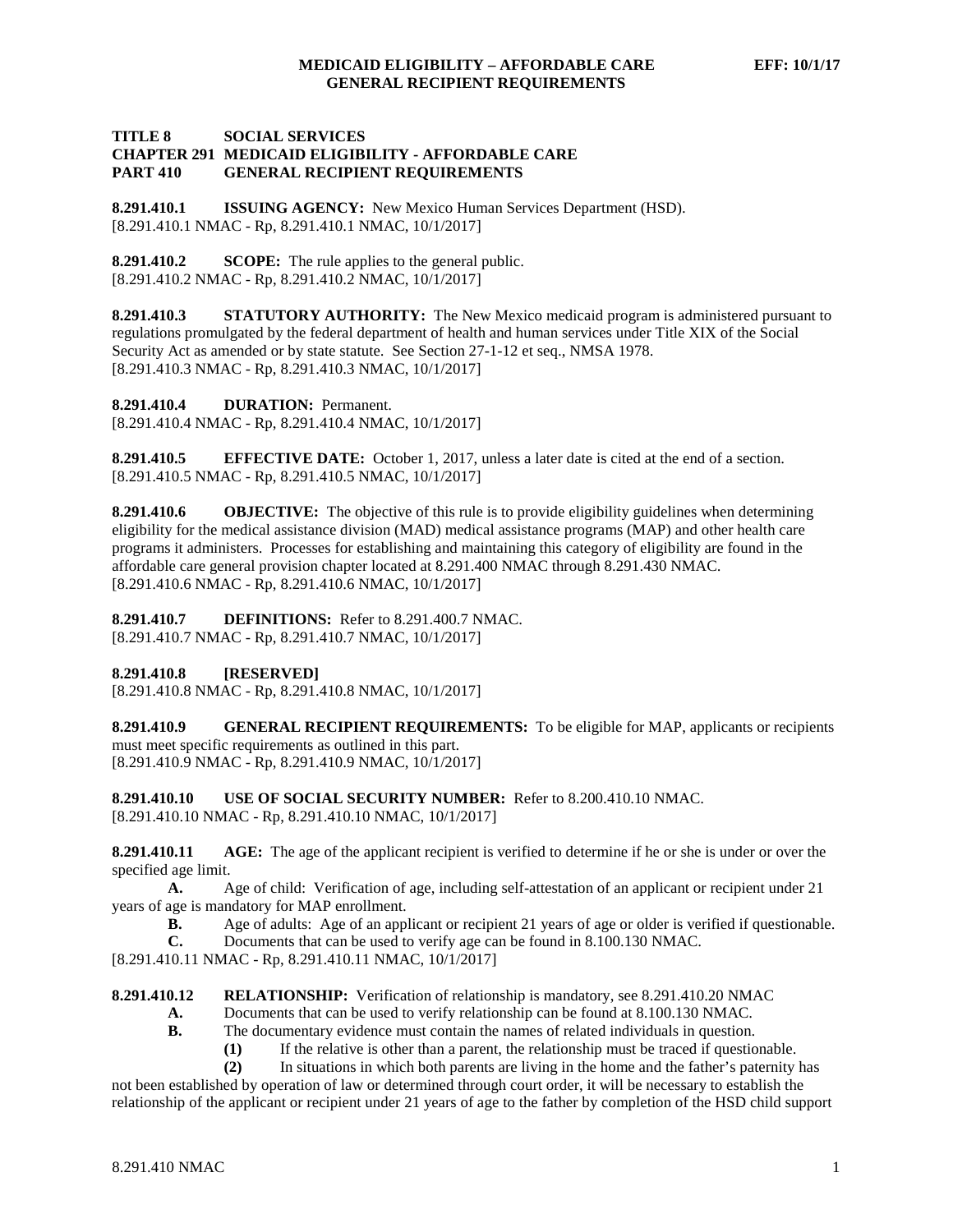**TITLE 8 SOCIAL SERVICES**
**CHAPTER 291 MEDICAID ELIGIBILITY - AFFORDABLE CARE**
**PART 410 GENERAL RECIPIENT REQUIREMENTS**

**8.291.410.1 ISSUING AGENCY:** New Mexico Human Services Department (HSD).
[8.291.410.1 NMAC - Rp, 8.291.410.1 NMAC, 10/1/2017]

**8.291.410.2 SCOPE:** The rule applies to the general public.
[8.291.410.2 NMAC - Rp, 8.291.410.2 NMAC, 10/1/2017]

**8.291.410.3 STATUTORY AUTHORITY:** The New Mexico medicaid program is administered pursuant to regulations promulgated by the federal department of health and human services under Title XIX of the Social Security Act as amended or by state statute. See Section 27-1-12 et seq., NMSA 1978.
[8.291.410.3 NMAC - Rp, 8.291.410.3 NMAC, 10/1/2017]

**8.291.410.4 DURATION:** Permanent.
[8.291.410.4 NMAC - Rp, 8.291.410.4 NMAC, 10/1/2017]

**8.291.410.5 EFFECTIVE DATE:** October 1, 2017, unless a later date is cited at the end of a section.
[8.291.410.5 NMAC - Rp, 8.291.410.5 NMAC, 10/1/2017]

**8.291.410.6 OBJECTIVE:** The objective of this rule is to provide eligibility guidelines when determining eligibility for the medical assistance division (MAD) medical assistance programs (MAP) and other health care programs it administers. Processes for establishing and maintaining this category of eligibility are found in the affordable care general provision chapter located at 8.291.400 NMAC through 8.291.430 NMAC.
[8.291.410.6 NMAC - Rp, 8.291.410.6 NMAC, 10/1/2017]

**8.291.410.7 DEFINITIONS:** Refer to 8.291.400.7 NMAC.
[8.291.410.7 NMAC - Rp, 8.291.410.7 NMAC, 10/1/2017]

**8.291.410.8 [RESERVED]**
[8.291.410.8 NMAC - Rp, 8.291.410.8 NMAC, 10/1/2017]

**8.291.410.9 GENERAL RECIPIENT REQUIREMENTS:** To be eligible for MAP, applicants or recipients must meet specific requirements as outlined in this part.
[8.291.410.9 NMAC - Rp, 8.291.410.9 NMAC, 10/1/2017]

**8.291.410.10 USE OF SOCIAL SECURITY NUMBER:** Refer to 8.200.410.10 NMAC.
[8.291.410.10 NMAC - Rp, 8.291.410.10 NMAC, 10/1/2017]

**8.291.410.11 AGE:** The age of the applicant recipient is verified to determine if he or she is under or over the specified age limit.

**A.** Age of child: Verification of age, including self-attestation of an applicant or recipient under 21 years of age is mandatory for MAP enrollment.

**B.** Age of adults: Age of an applicant or recipient 21 years of age or older is verified if questionable.

**C.** Documents that can be used to verify age can be found in 8.100.130 NMAC.

[8.291.410.11 NMAC - Rp, 8.291.410.11 NMAC, 10/1/2017]

**8.291.410.12 RELATIONSHIP:** Verification of relationship is mandatory, see 8.291.410.20 NMAC

**A.** Documents that can be used to verify relationship can be found at 8.100.130 NMAC.

**B.** The documentary evidence must contain the names of related individuals in question.

**(1)** If the relative is other than a parent, the relationship must be traced if questionable.

**(2)** In situations in which both parents are living in the home and the father's paternity has not been established by operation of law or determined through court order, it will be necessary to establish the relationship of the applicant or recipient under 21 years of age to the father by completion of the HSD child support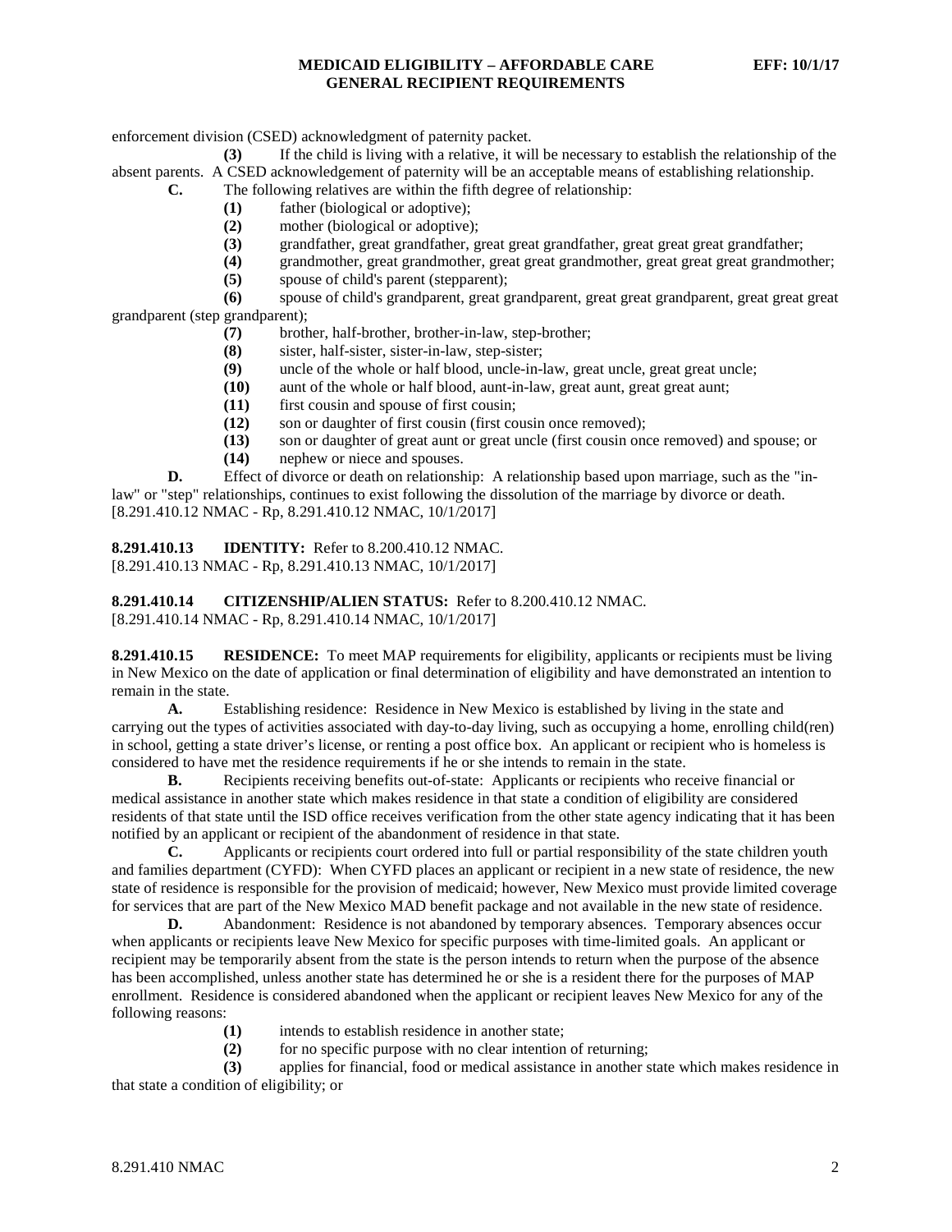enforcement division (CSED) acknowledgment of paternity packet.

**(3)** If the child is living with a relative, it will be necessary to establish the relationship of the absent parents. A CSED acknowledgement of paternity will be an acceptable means of establishing relationship.

**C.** The following relatives are within the fifth degree of relationship:

**(1)** father (biological or adoptive);

**(2)** mother (biological or adoptive);

**(3)** grandfather, great grandfather, great great grandfather, great great great grandfather;

**(4)** grandmother, great grandmother, great great grandmother, great great great grandmother;

**(5)** spouse of child's parent (stepparent);

**(6)** spouse of child's grandparent, great grandparent, great great grandparent, great great great grandparent (step grandparent);

**(7)** brother, half-brother, brother-in-law, step-brother;

**(8)** sister, half-sister, sister-in-law, step-sister;

**(9)** uncle of the whole or half blood, uncle-in-law, great uncle, great great uncle;

**(10)** aunt of the whole or half blood, aunt-in-law, great aunt, great great aunt;

**(11)** first cousin and spouse of first cousin;

**(12)** son or daughter of first cousin (first cousin once removed);

**(13)** son or daughter of great aunt or great uncle (first cousin once removed) and spouse; or

**(14)** nephew or niece and spouses.

**D.** Effect of divorce or death on relationship: A relationship based upon marriage, such as the "in-law" or "step" relationships, continues to exist following the dissolution of the marriage by divorce or death.

[8.291.410.12 NMAC - Rp, 8.291.410.12 NMAC, 10/1/2017]

**8.291.410.13 IDENTITY:** Refer to 8.200.410.12 NMAC.

[8.291.410.13 NMAC - Rp, 8.291.410.13 NMAC, 10/1/2017]

**8.291.410.14 CITIZENSHIP/ALIEN STATUS:** Refer to 8.200.410.12 NMAC.

[8.291.410.14 NMAC - Rp, 8.291.410.14 NMAC, 10/1/2017]

**8.291.410.15 RESIDENCE:** To meet MAP requirements for eligibility, applicants or recipients must be living in New Mexico on the date of application or final determination of eligibility and have demonstrated an intention to remain in the state.

**A.** Establishing residence: Residence in New Mexico is established by living in the state and carrying out the types of activities associated with day-to-day living, such as occupying a home, enrolling child(ren) in school, getting a state driver's license, or renting a post office box. An applicant or recipient who is homeless is considered to have met the residence requirements if he or she intends to remain in the state.

**B.** Recipients receiving benefits out-of-state: Applicants or recipients who receive financial or medical assistance in another state which makes residence in that state a condition of eligibility are considered residents of that state until the ISD office receives verification from the other state agency indicating that it has been notified by an applicant or recipient of the abandonment of residence in that state.

**C.** Applicants or recipients court ordered into full or partial responsibility of the state children youth and families department (CYFD): When CYFD places an applicant or recipient in a new state of residence, the new state of residence is responsible for the provision of medicaid; however, New Mexico must provide limited coverage for services that are part of the New Mexico MAD benefit package and not available in the new state of residence.

**D.** Abandonment: Residence is not abandoned by temporary absences. Temporary absences occur when applicants or recipients leave New Mexico for specific purposes with time-limited goals. An applicant or recipient may be temporarily absent from the state is the person intends to return when the purpose of the absence has been accomplished, unless another state has determined he or she is a resident there for the purposes of MAP enrollment. Residence is considered abandoned when the applicant or recipient leaves New Mexico for any of the following reasons:

**(1)** intends to establish residence in another state;

**(2)** for no specific purpose with no clear intention of returning;

**(3)** applies for financial, food or medical assistance in another state which makes residence in that state a condition of eligibility; or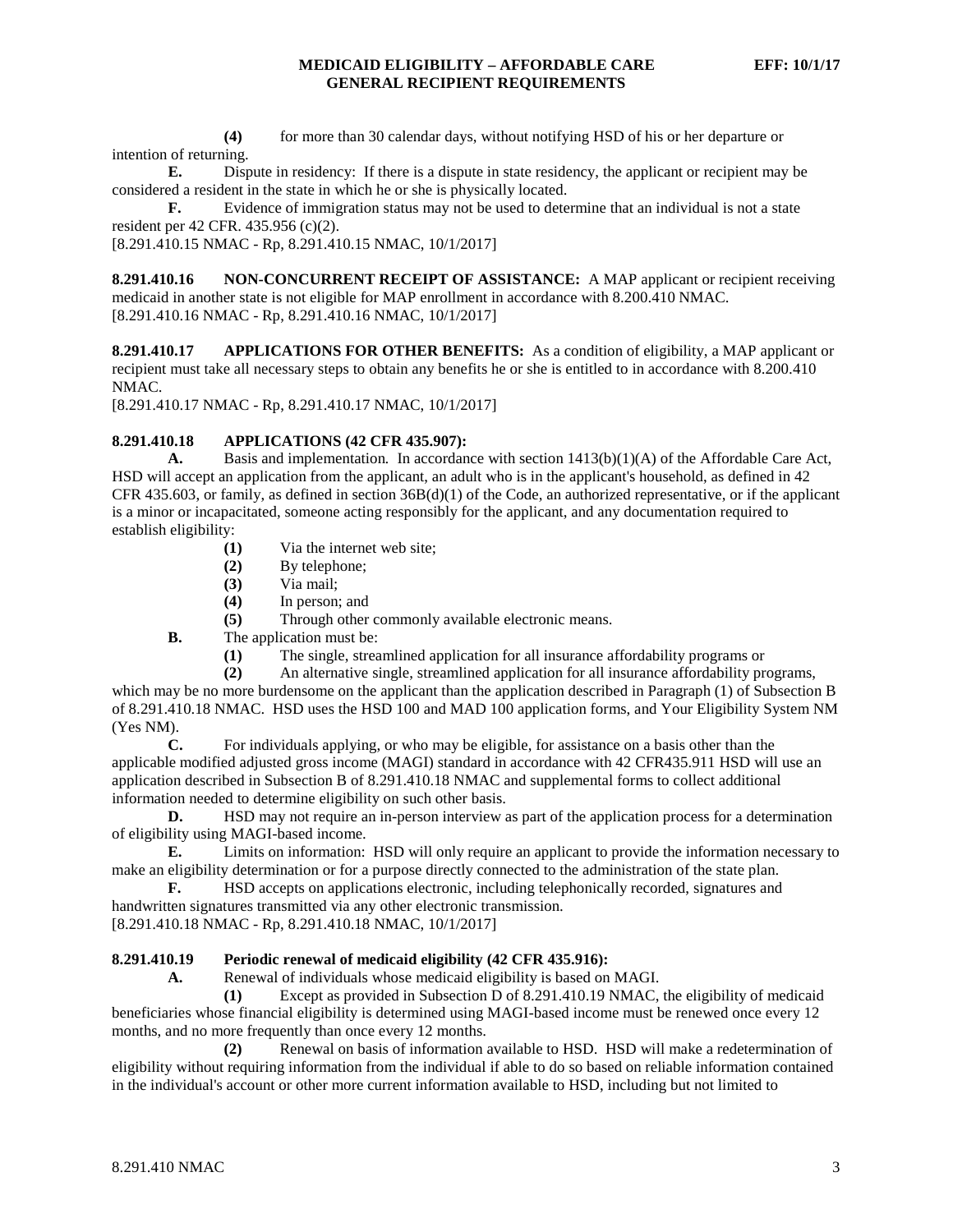**(4)** for more than 30 calendar days, without notifying HSD of his or her departure or intention of returning.

**E.** Dispute in residency: If there is a dispute in state residency, the applicant or recipient may be considered a resident in the state in which he or she is physically located.

**F.** Evidence of immigration status may not be used to determine that an individual is not a state resident per 42 CFR. 435.956 (c)(2).

[8.291.410.15 NMAC - Rp, 8.291.410.15 NMAC, 10/1/2017]

**8.291.410.16 NON-CONCURRENT RECEIPT OF ASSISTANCE:** A MAP applicant or recipient receiving medicaid in another state is not eligible for MAP enrollment in accordance with 8.200.410 NMAC.

[8.291.410.16 NMAC - Rp, 8.291.410.16 NMAC, 10/1/2017]

**8.291.410.17 APPLICATIONS FOR OTHER BENEFITS:** As a condition of eligibility, a MAP applicant or recipient must take all necessary steps to obtain any benefits he or she is entitled to in accordance with 8.200.410 NMAC.

[8.291.410.17 NMAC - Rp, 8.291.410.17 NMAC, 10/1/2017]

**8.291.410.18 APPLICATIONS (42 CFR 435.907):**

**A.** Basis and implementation*.* In accordance with section 1413(b)(1)(A) of the Affordable Care Act, HSD will accept an application from the applicant, an adult who is in the applicant's household, as defined in 42 CFR 435.603, or family, as defined in section 36B(d)(1) of the Code, an authorized representative, or if the applicant is a minor or incapacitated, someone acting responsibly for the applicant, and any documentation required to establish eligibility:

**(1)** Via the internet web site;

**(2)** By telephone;

**(3)** Via mail;

**(4)** In person; and

**(5)** Through other commonly available electronic means.

**B.** The application must be:

**(1)** The single, streamlined application for all insurance affordability programs or

**(2)** An alternative single, streamlined application for all insurance affordability programs, which may be no more burdensome on the applicant than the application described in Paragraph (1) of Subsection B of 8.291.410.18 NMAC. HSD uses the HSD 100 and MAD 100 application forms, and Your Eligibility System NM (Yes NM).

**C.** For individuals applying, or who may be eligible, for assistance on a basis other than the applicable modified adjusted gross income (MAGI) standard in accordance with 42 CFR435.911 HSD will use an application described in Subsection B of 8.291.410.18 NMAC and supplemental forms to collect additional information needed to determine eligibility on such other basis.

**D.** HSD may not require an in-person interview as part of the application process for a determination of eligibility using MAGI-based income.

**E.** Limits on information: HSD will only require an applicant to provide the information necessary to make an eligibility determination or for a purpose directly connected to the administration of the state plan.

**F.** HSD accepts on applications electronic, including telephonically recorded, signatures and handwritten signatures transmitted via any other electronic transmission.

[8.291.410.18 NMAC - Rp, 8.291.410.18 NMAC, 10/1/2017]

**8.291.410.19 Periodic renewal of medicaid eligibility (42 CFR 435.916):**

**A.** Renewal of individuals whose medicaid eligibility is based on MAGI.

**(1)** Except as provided in Subsection D of 8.291.410.19 NMAC, the eligibility of medicaid beneficiaries whose financial eligibility is determined using MAGI-based income must be renewed once every 12 months, and no more frequently than once every 12 months.

**(2)** Renewal on basis of information available to HSD. HSD will make a redetermination of eligibility without requiring information from the individual if able to do so based on reliable information contained in the individual's account or other more current information available to HSD, including but not limited to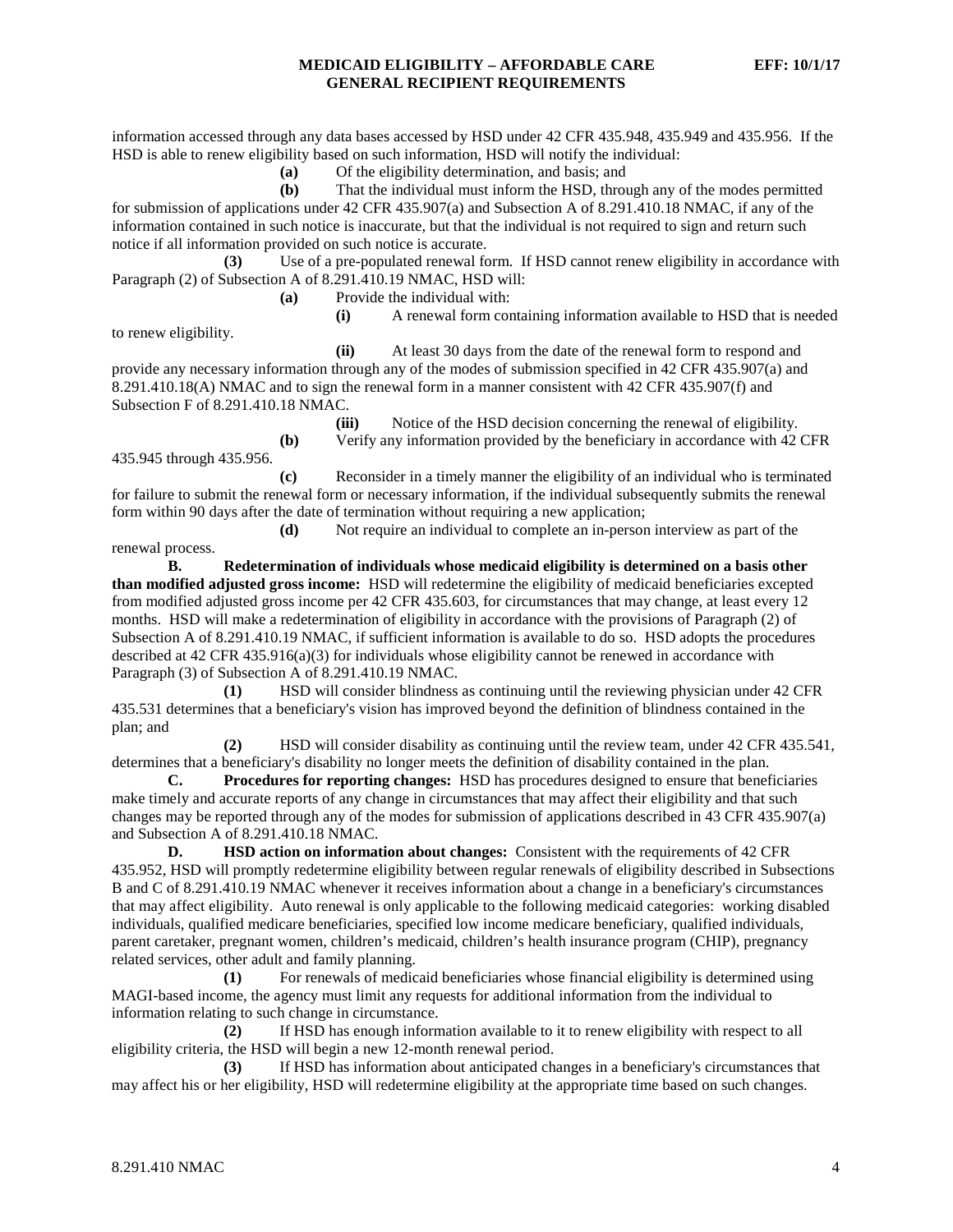information accessed through any data bases accessed by HSD under 42 CFR 435.948, 435.949 and 435.956. If the HSD is able to renew eligibility based on such information, HSD will notify the individual:

**(a)** Of the eligibility determination, and basis; and

**(b)** That the individual must inform the HSD, through any of the modes permitted for submission of applications under 42 CFR 435.907(a) and Subsection A of 8.291.410.18 NMAC, if any of the information contained in such notice is inaccurate, but that the individual is not required to sign and return such notice if all information provided on such notice is accurate.

**(3)** Use of a pre-populated renewal form. If HSD cannot renew eligibility in accordance with Paragraph (2) of Subsection A of 8.291.410.19 NMAC, HSD will:

**(a)** Provide the individual with:

**(i)** A renewal form containing information available to HSD that is needed to renew eligibility.

**(ii)** At least 30 days from the date of the renewal form to respond and provide any necessary information through any of the modes of submission specified in 42 CFR 435.907(a) and 8.291.410.18(A) NMAC and to sign the renewal form in a manner consistent with 42 CFR 435.907(f) and Subsection F of 8.291.410.18 NMAC.

**(iii)** Notice of the HSD decision concerning the renewal of eligibility.

**(b)** Verify any information provided by the beneficiary in accordance with 42 CFR 435.945 through 435.956.

**(c)** Reconsider in a timely manner the eligibility of an individual who is terminated for failure to submit the renewal form or necessary information, if the individual subsequently submits the renewal form within 90 days after the date of termination without requiring a new application;

**(d)** Not require an individual to complete an in-person interview as part of the renewal process.

**B. Redetermination of individuals whose medicaid eligibility is determined on a basis other than modified adjusted gross income:** HSD will redetermine the eligibility of medicaid beneficiaries excepted from modified adjusted gross income per 42 CFR 435.603, for circumstances that may change, at least every 12 months. HSD will make a redetermination of eligibility in accordance with the provisions of Paragraph (2) of Subsection A of 8.291.410.19 NMAC, if sufficient information is available to do so. HSD adopts the procedures described at 42 CFR 435.916(a)(3) for individuals whose eligibility cannot be renewed in accordance with Paragraph (3) of Subsection A of 8.291.410.19 NMAC.

**(1)** HSD will consider blindness as continuing until the reviewing physician under 42 CFR 435.531 determines that a beneficiary's vision has improved beyond the definition of blindness contained in the plan; and

**(2)** HSD will consider disability as continuing until the review team, under 42 CFR 435.541, determines that a beneficiary's disability no longer meets the definition of disability contained in the plan.

**C. Procedures for reporting changes:** HSD has procedures designed to ensure that beneficiaries make timely and accurate reports of any change in circumstances that may affect their eligibility and that such changes may be reported through any of the modes for submission of applications described in 43 CFR 435.907(a) and Subsection A of 8.291.410.18 NMAC.

**D. HSD action on information about changes:** Consistent with the requirements of 42 CFR 435.952, HSD will promptly redetermine eligibility between regular renewals of eligibility described in Subsections B and C of 8.291.410.19 NMAC whenever it receives information about a change in a beneficiary's circumstances that may affect eligibility. Auto renewal is only applicable to the following medicaid categories: working disabled individuals, qualified medicare beneficiaries, specified low income medicare beneficiary, qualified individuals, parent caretaker, pregnant women, children's medicaid, children's health insurance program (CHIP), pregnancy related services, other adult and family planning.

**(1)** For renewals of medicaid beneficiaries whose financial eligibility is determined using MAGI-based income, the agency must limit any requests for additional information from the individual to information relating to such change in circumstance.

**(2)** If HSD has enough information available to it to renew eligibility with respect to all eligibility criteria, the HSD will begin a new 12-month renewal period.

**(3)** If HSD has information about anticipated changes in a beneficiary's circumstances that may affect his or her eligibility, HSD will redetermine eligibility at the appropriate time based on such changes.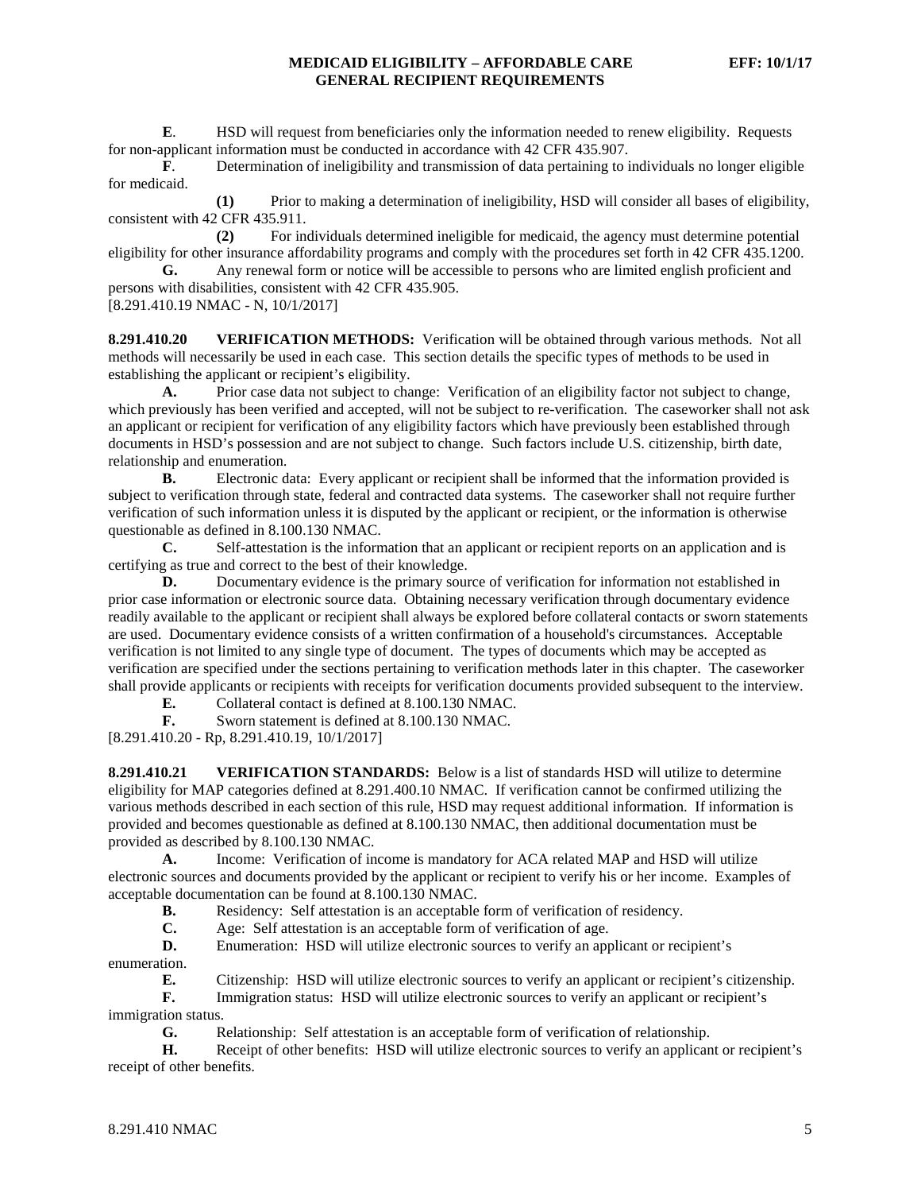**E**. HSD will request from beneficiaries only the information needed to renew eligibility. Requests for non-applicant information must be conducted in accordance with 42 CFR 435.907.

**F**. Determination of ineligibility and transmission of data pertaining to individuals no longer eligible for medicaid.

**(1)** Prior to making a determination of ineligibility, HSD will consider all bases of eligibility, consistent with 42 CFR 435.911.

**(2)** For individuals determined ineligible for medicaid, the agency must determine potential eligibility for other insurance affordability programs and comply with the procedures set forth in 42 CFR 435.1200.

**G.** Any renewal form or notice will be accessible to persons who are limited english proficient and persons with disabilities, consistent with 42 CFR 435.905.

[8.291.410.19 NMAC - N, 10/1/2017]

**8.291.410.20 VERIFICATION METHODS:** Verification will be obtained through various methods. Not all methods will necessarily be used in each case. This section details the specific types of methods to be used in establishing the applicant or recipient's eligibility.

**A.** Prior case data not subject to change: Verification of an eligibility factor not subject to change, which previously has been verified and accepted, will not be subject to re-verification. The caseworker shall not ask an applicant or recipient for verification of any eligibility factors which have previously been established through documents in HSD's possession and are not subject to change. Such factors include U.S. citizenship, birth date, relationship and enumeration.

**B.** Electronic data: Every applicant or recipient shall be informed that the information provided is subject to verification through state, federal and contracted data systems. The caseworker shall not require further verification of such information unless it is disputed by the applicant or recipient, or the information is otherwise questionable as defined in 8.100.130 NMAC.

**C.** Self-attestation is the information that an applicant or recipient reports on an application and is certifying as true and correct to the best of their knowledge.

**D.** Documentary evidence is the primary source of verification for information not established in prior case information or electronic source data. Obtaining necessary verification through documentary evidence readily available to the applicant or recipient shall always be explored before collateral contacts or sworn statements are used. Documentary evidence consists of a written confirmation of a household's circumstances. Acceptable verification is not limited to any single type of document. The types of documents which may be accepted as verification are specified under the sections pertaining to verification methods later in this chapter. The caseworker shall provide applicants or recipients with receipts for verification documents provided subsequent to the interview.

**E.** Collateral contact is defined at 8.100.130 NMAC.

**F.** Sworn statement is defined at 8.100.130 NMAC.

[8.291.410.20 - Rp, 8.291.410.19, 10/1/2017]

**8.291.410.21 VERIFICATION STANDARDS:** Below is a list of standards HSD will utilize to determine eligibility for MAP categories defined at 8.291.400.10 NMAC. If verification cannot be confirmed utilizing the various methods described in each section of this rule, HSD may request additional information. If information is provided and becomes questionable as defined at 8.100.130 NMAC, then additional documentation must be provided as described by 8.100.130 NMAC.

**A.** Income: Verification of income is mandatory for ACA related MAP and HSD will utilize electronic sources and documents provided by the applicant or recipient to verify his or her income. Examples of acceptable documentation can be found at 8.100.130 NMAC.

**B.** Residency: Self attestation is an acceptable form of verification of residency.

**C.** Age: Self attestation is an acceptable form of verification of age.

**D.** Enumeration: HSD will utilize electronic sources to verify an applicant or recipient's enumeration.

**E.** Citizenship: HSD will utilize electronic sources to verify an applicant or recipient's citizenship.

**F.** Immigration status: HSD will utilize electronic sources to verify an applicant or recipient's immigration status.

**G.** Relationship: Self attestation is an acceptable form of verification of relationship.

**H.** Receipt of other benefits: HSD will utilize electronic sources to verify an applicant or recipient's receipt of other benefits.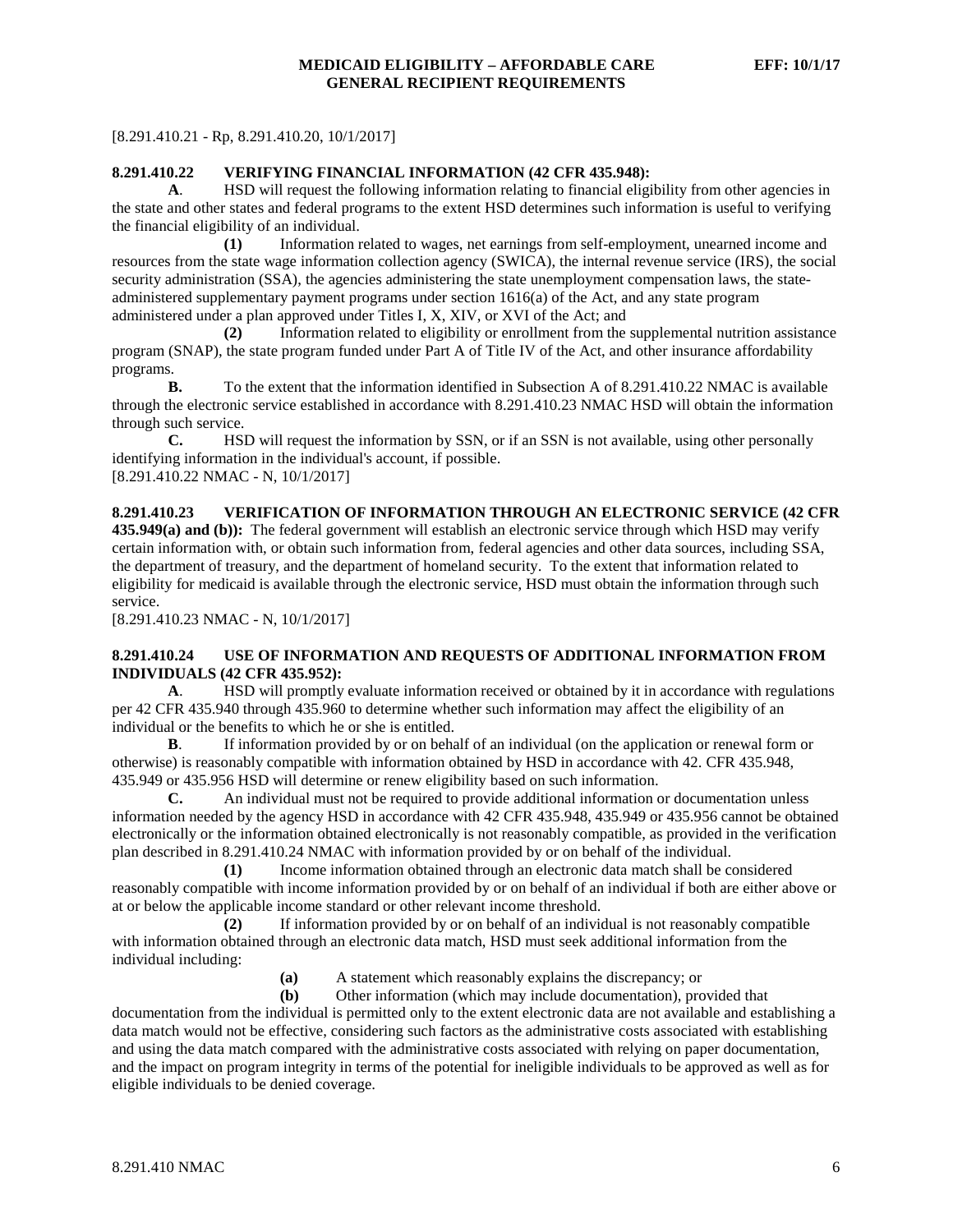[8.291.410.21 - Rp, 8.291.410.20, 10/1/2017]

**8.291.410.22 VERIFYING FINANCIAL INFORMATION (42 CFR 435.948):**

**A**. HSD will request the following information relating to financial eligibility from other agencies in the state and other states and federal programs to the extent HSD determines such information is useful to verifying the financial eligibility of an individual.

**(1)** Information related to wages, net earnings from self-employment, unearned income and resources from the state wage information collection agency (SWICA), the internal revenue service (IRS), the social security administration (SSA), the agencies administering the state unemployment compensation laws, the state-administered supplementary payment programs under section 1616(a) of the Act, and any state program administered under a plan approved under Titles I, X, XIV, or XVI of the Act; and

**(2)** Information related to eligibility or enrollment from the supplemental nutrition assistance program (SNAP), the state program funded under Part A of Title IV of the Act, and other insurance affordability programs.

**B.** To the extent that the information identified in Subsection A of 8.291.410.22 NMAC is available through the electronic service established in accordance with 8.291.410.23 NMAC HSD will obtain the information through such service.

**C.** HSD will request the information by SSN, or if an SSN is not available, using other personally identifying information in the individual's account, if possible.

[8.291.410.22 NMAC - N, 10/1/2017]

**8.291.410.23 VERIFICATION OF INFORMATION THROUGH AN ELECTRONIC SERVICE (42 CFR 435.949(a) and (b)):** The federal government will establish an electronic service through which HSD may verify certain information with, or obtain such information from, federal agencies and other data sources, including SSA, the department of treasury, and the department of homeland security. To the extent that information related to eligibility for medicaid is available through the electronic service, HSD must obtain the information through such service.

[8.291.410.23 NMAC - N, 10/1/2017]

**8.291.410.24 USE OF INFORMATION AND REQUESTS OF ADDITIONAL INFORMATION FROM INDIVIDUALS (42 CFR 435.952):**

**A**. HSD will promptly evaluate information received or obtained by it in accordance with regulations per 42 CFR 435.940 through 435.960 to determine whether such information may affect the eligibility of an individual or the benefits to which he or she is entitled.

**B**. If information provided by or on behalf of an individual (on the application or renewal form or otherwise) is reasonably compatible with information obtained by HSD in accordance with 42. CFR 435.948, 435.949 or 435.956 HSD will determine or renew eligibility based on such information.

**C.** An individual must not be required to provide additional information or documentation unless information needed by the agency HSD in accordance with 42 CFR 435.948, 435.949 or 435.956 cannot be obtained electronically or the information obtained electronically is not reasonably compatible, as provided in the verification plan described in 8.291.410.24 NMAC with information provided by or on behalf of the individual.

**(1)** Income information obtained through an electronic data match shall be considered reasonably compatible with income information provided by or on behalf of an individual if both are either above or at or below the applicable income standard or other relevant income threshold.

**(2)** If information provided by or on behalf of an individual is not reasonably compatible with information obtained through an electronic data match, HSD must seek additional information from the individual including:

**(a)** A statement which reasonably explains the discrepancy; or

**(b)** Other information (which may include documentation), provided that documentation from the individual is permitted only to the extent electronic data are not available and establishing a data match would not be effective, considering such factors as the administrative costs associated with establishing and using the data match compared with the administrative costs associated with relying on paper documentation, and the impact on program integrity in terms of the potential for ineligible individuals to be approved as well as for eligible individuals to be denied coverage.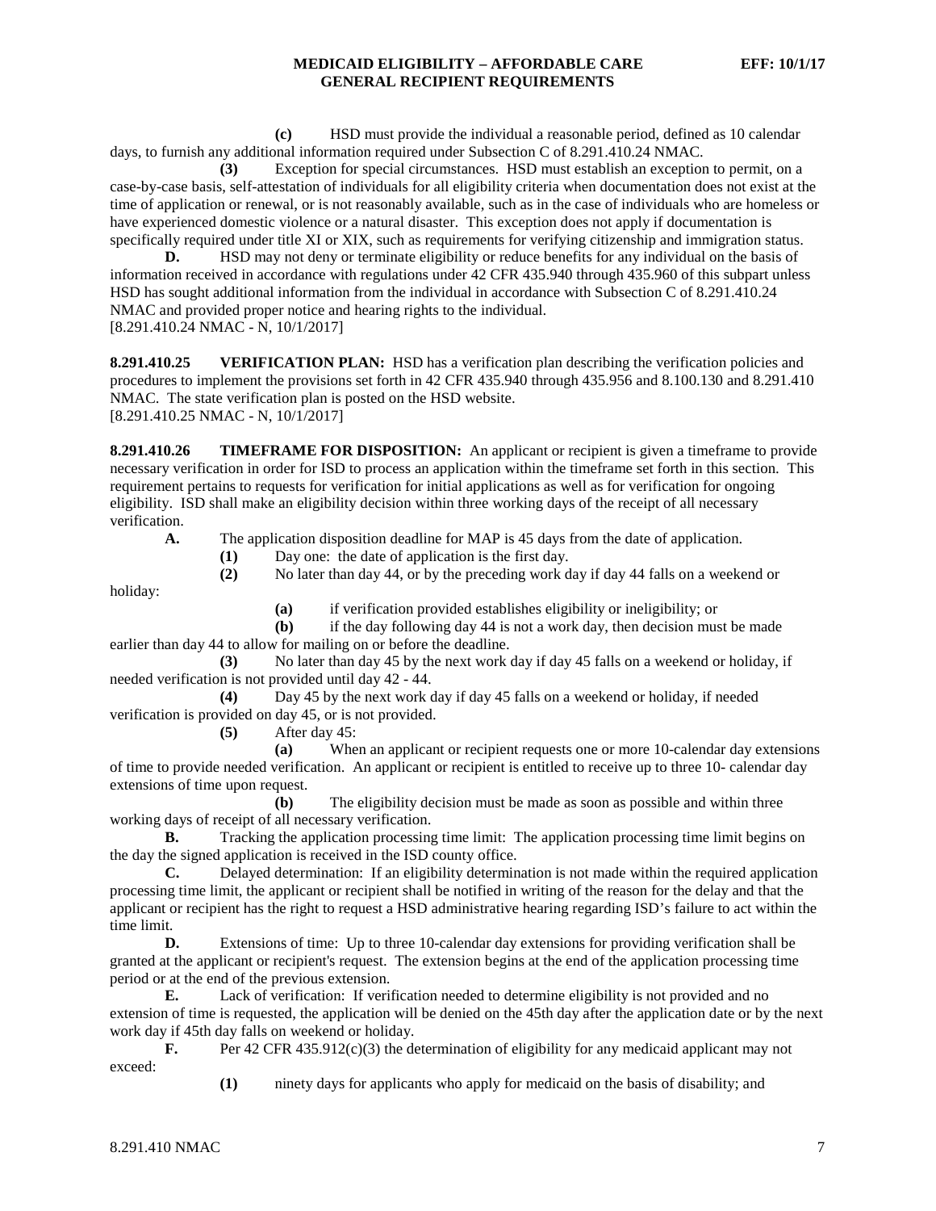**(c)** HSD must provide the individual a reasonable period, defined as 10 calendar days, to furnish any additional information required under Subsection C of 8.291.410.24 NMAC.

**(3)** Exception for special circumstances. HSD must establish an exception to permit, on a case-by-case basis, self-attestation of individuals for all eligibility criteria when documentation does not exist at the time of application or renewal, or is not reasonably available, such as in the case of individuals who are homeless or have experienced domestic violence or a natural disaster. This exception does not apply if documentation is specifically required under title XI or XIX, such as requirements for verifying citizenship and immigration status.

**D.** HSD may not deny or terminate eligibility or reduce benefits for any individual on the basis of information received in accordance with regulations under 42 CFR 435.940 through 435.960 of this subpart unless HSD has sought additional information from the individual in accordance with Subsection C of 8.291.410.24 NMAC and provided proper notice and hearing rights to the individual.

[8.291.410.24 NMAC - N, 10/1/2017]

**8.291.410.25 VERIFICATION PLAN:** HSD has a verification plan describing the verification policies and procedures to implement the provisions set forth in 42 CFR 435.940 through 435.956 and 8.100.130 and 8.291.410 NMAC. The state verification plan is posted on the HSD website.

[8.291.410.25 NMAC - N, 10/1/2017]

**8.291.410.26 TIMEFRAME FOR DISPOSITION:** An applicant or recipient is given a timeframe to provide necessary verification in order for ISD to process an application within the timeframe set forth in this section. This requirement pertains to requests for verification for initial applications as well as for verification for ongoing eligibility. ISD shall make an eligibility decision within three working days of the receipt of all necessary verification.

**A.** The application disposition deadline for MAP is 45 days from the date of application.

**(1)** Day one: the date of application is the first day.

**(2)** No later than day 44, or by the preceding work day if day 44 falls on a weekend or holiday:

**(a)** if verification provided establishes eligibility or ineligibility; or

**(b)** if the day following day 44 is not a work day, then decision must be made earlier than day 44 to allow for mailing on or before the deadline.

**(3)** No later than day 45 by the next work day if day 45 falls on a weekend or holiday, if needed verification is not provided until day 42 - 44.

**(4)** Day 45 by the next work day if day 45 falls on a weekend or holiday, if needed verification is provided on day 45, or is not provided.

**(5)** After day 45:

**(a)** When an applicant or recipient requests one or more 10-calendar day extensions of time to provide needed verification. An applicant or recipient is entitled to receive up to three 10- calendar day extensions of time upon request.

**(b)** The eligibility decision must be made as soon as possible and within three working days of receipt of all necessary verification.

**B.** Tracking the application processing time limit: The application processing time limit begins on the day the signed application is received in the ISD county office.

**C.** Delayed determination: If an eligibility determination is not made within the required application processing time limit, the applicant or recipient shall be notified in writing of the reason for the delay and that the applicant or recipient has the right to request a HSD administrative hearing regarding ISD's failure to act within the time limit.

**D.** Extensions of time: Up to three 10-calendar day extensions for providing verification shall be granted at the applicant or recipient's request. The extension begins at the end of the application processing time period or at the end of the previous extension.

**E.** Lack of verification: If verification needed to determine eligibility is not provided and no extension of time is requested, the application will be denied on the 45th day after the application date or by the next work day if 45th day falls on weekend or holiday.

**F.** Per 42 CFR 435.912(c)(3) the determination of eligibility for any medicaid applicant may not exceed:

**(1)** ninety days for applicants who apply for medicaid on the basis of disability; and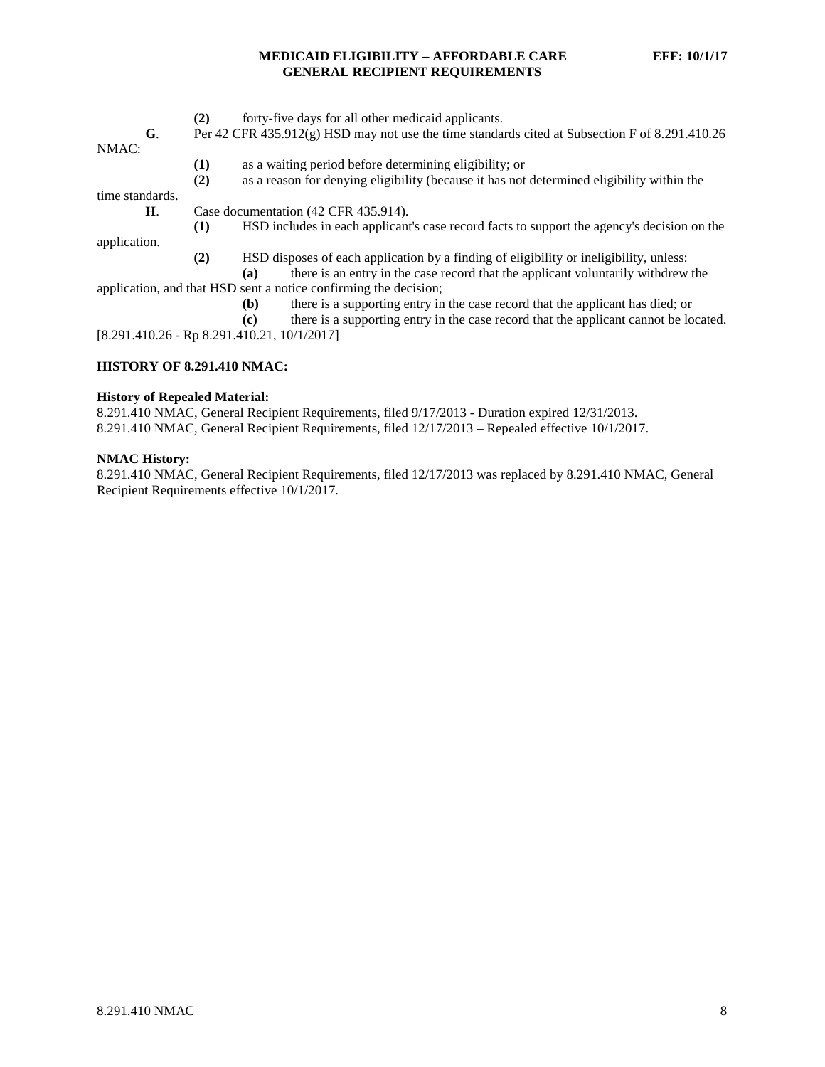**(2)** forty-five days for all other medicaid applicants.

**G**. Per 42 CFR 435.912(g) HSD may not use the time standards cited at Subsection F of 8.291.410.26 NMAC:

**(1)** as a waiting period before determining eligibility; or

**(2)** as a reason for denying eligibility (because it has not determined eligibility within the time standards.

**H**. Case documentation (42 CFR 435.914).

**(1)** HSD includes in each applicant's case record facts to support the agency's decision on the application.

**(2)** HSD disposes of each application by a finding of eligibility or ineligibility, unless:

**(a)** there is an entry in the case record that the applicant voluntarily withdrew the application, and that HSD sent a notice confirming the decision;

**(b)** there is a supporting entry in the case record that the applicant has died; or

**(c)** there is a supporting entry in the case record that the applicant cannot be located.

[8.291.410.26 - Rp 8.291.410.21, 10/1/2017]

**HISTORY OF 8.291.410 NMAC:**

**History of Repealed Material:**

8.291.410 NMAC, General Recipient Requirements, filed 9/17/2013 - Duration expired 12/31/2013.
8.291.410 NMAC, General Recipient Requirements, filed 12/17/2013 – Repealed effective 10/1/2017.

**NMAC History:**

8.291.410 NMAC, General Recipient Requirements, filed 12/17/2013 was replaced by 8.291.410 NMAC, General Recipient Requirements effective 10/1/2017.